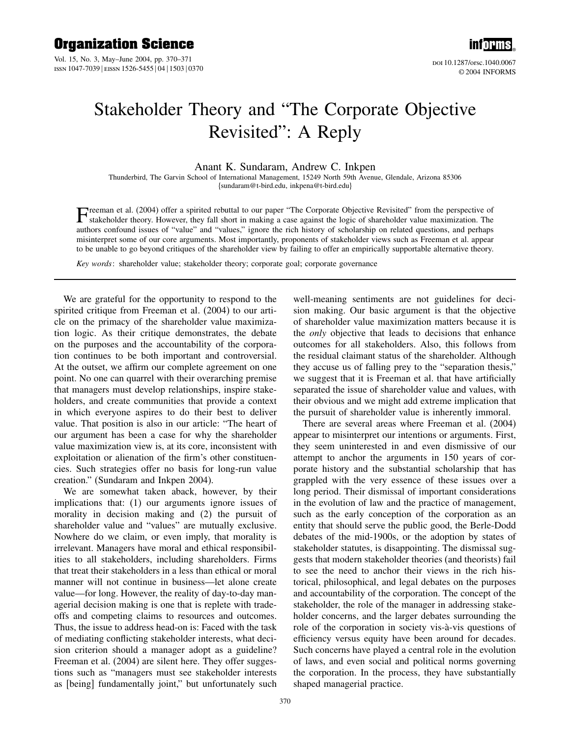# Stakeholder Theory and "The Corporate Objective Revisited": A Reply

Anant K. Sundaram, Andrew C. Inkpen

Thunderbird, The Garvin School of International Management, 15249 North 59th Avenue, Glendale, Arizona 85306
{sundaram@t-bird.edu, inkpena@t-bird.edu}

Freeman et al. (2004) offer a spirited rebuttal to our paper "The Corporate Objective Revisited" from the perspective of stakeholder theory. However, they fall short in making a case against the logic of shareholder value maximization. The authors confound issues of "value" and "values," ignore the rich history of scholarship on related questions, and perhaps misinterpret some of our core arguments. Most importantly, proponents of stakeholder views such as Freeman et al. appear to be unable to go beyond critiques of the shareholder view by failing to offer an empirically supportable alternative theory.

*Key words*: shareholder value; stakeholder theory; corporate goal; corporate governance

---

We are grateful for the opportunity to respond to the spirited critique from Freeman et al. (2004) to our article on the primacy of the shareholder value maximization logic. As their critique demonstrates, the debate on the purposes and the accountability of the corporation continues to be both important and controversial. At the outset, we affirm our complete agreement on one point. No one can quarrel with their overarching premise that managers must develop relationships, inspire stakeholders, and create communities that provide a context in which everyone aspires to do their best to deliver value. That position is also in our article: "The heart of our argument has been a case for why the shareholder value maximization view is, at its core, inconsistent with exploitation or alienation of the firm's other constituencies. Such strategies offer no basis for long-run value creation." (Sundaram and Inkpen 2004).

We are somewhat taken aback, however, by their implications that: (1) our arguments ignore issues of morality in decision making and (2) the pursuit of shareholder value and "values" are mutually exclusive. Nowhere do we claim, or even imply, that morality is irrelevant. Managers have moral and ethical responsibilities to all stakeholders, including shareholders. Firms that treat their stakeholders in a less than ethical or moral manner will not continue in business—let alone create value—for long. However, the reality of day-to-day managerial decision making is one that is replete with tradeoffs and competing claims to resources and outcomes. Thus, the issue to address head-on is: Faced with the task of mediating conflicting stakeholder interests, what decision criterion should a manager adopt as a guideline? Freeman et al. (2004) are silent here. They offer suggestions such as "managers must see stakeholder interests as [being] fundamentally joint," but unfortunately such well-meaning sentiments are not guidelines for decision making. Our basic argument is that the objective of shareholder value maximization matters because it is the *only* objective that leads to decisions that enhance outcomes for all stakeholders. Also, this follows from the residual claimant status of the shareholder. Although they accuse us of falling prey to the "separation thesis," we suggest that it is Freeman et al. that have artificially separated the issue of shareholder value and values, with their obvious and we might add extreme implication that the pursuit of shareholder value is inherently immoral.

There are several areas where Freeman et al. (2004) appear to misinterpret our intentions or arguments. First, they seem uninterested in and even dismissive of our attempt to anchor the arguments in 150 years of corporate history and the substantial scholarship that has grappled with the very essence of these issues over a long period. Their dismissal of important considerations in the evolution of law and the practice of management, such as the early conception of the corporation as an entity that should serve the public good, the Berle-Dodd debates of the mid-1900s, or the adoption by states of stakeholder statutes, is disappointing. The dismissal suggests that modern stakeholder theories (and theorists) fail to see the need to anchor their views in the rich historical, philosophical, and legal debates on the purposes and accountability of the corporation. The concept of the stakeholder, the role of the manager in addressing stakeholder concerns, and the larger debates surrounding the role of the corporation in society vis-à-vis questions of efficiency versus equity have been around for decades. Such concerns have played a central role in the evolution of laws, and even social and political norms governing the corporation. In the process, they have substantially shaped managerial practice.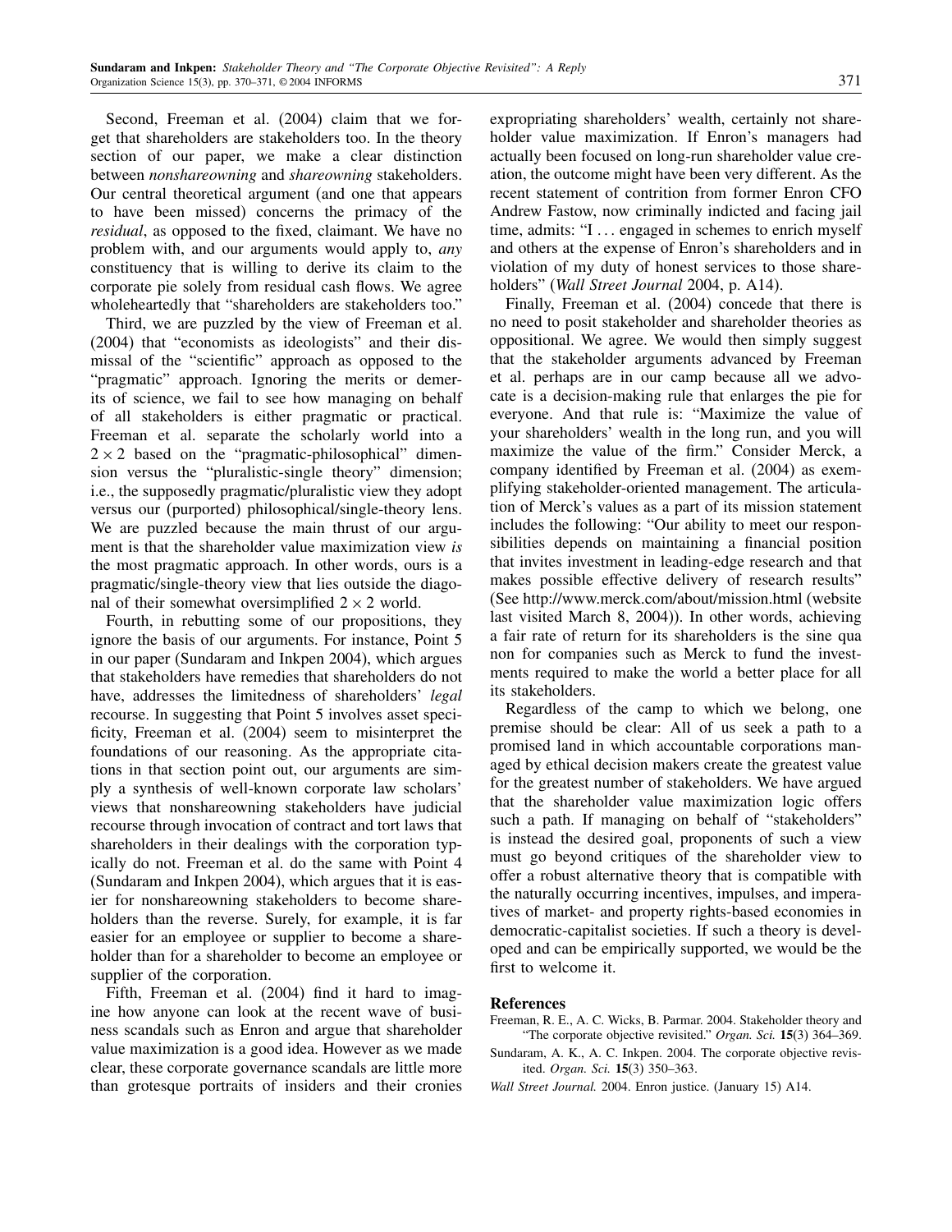Second, Freeman et al. (2004) claim that we forget that shareholders are stakeholders too. In the theory section of our paper, we make a clear distinction between *nonshareowning* and *shareowning* stakeholders. Our central theoretical argument (and one that appears to have been missed) concerns the primacy of the *residual*, as opposed to the fixed, claimant. We have no problem with, and our arguments would apply to, *any* constituency that is willing to derive its claim to the corporate pie solely from residual cash flows. We agree wholeheartedly that "shareholders are stakeholders too."

Third, we are puzzled by the view of Freeman et al. (2004) that "economists as ideologists" and their dismissal of the "scientific" approach as opposed to the "pragmatic" approach. Ignoring the merits or demerits of science, we fail to see how managing on behalf of all stakeholders is either pragmatic or practical. Freeman et al. separate the scholarly world into a $2 \times 2$ based on the "pragmatic-philosophical" dimension versus the "pluralistic-single theory" dimension; i.e., the supposedly pragmatic/pluralistic view they adopt versus our (purported) philosophical/single-theory lens. We are puzzled because the main thrust of our argument is that the shareholder value maximization view *is* the most pragmatic approach. In other words, ours is a pragmatic/single-theory view that lies outside the diagonal of their somewhat oversimplified $2 \times 2$ world.

Fourth, in rebutting some of our propositions, they ignore the basis of our arguments. For instance, Point 5 in our paper (Sundaram and Inkpen 2004), which argues that stakeholders have remedies that shareholders do not have, addresses the limitedness of shareholders' *legal* recourse. In suggesting that Point 5 involves asset specificity, Freeman et al. (2004) seem to misinterpret the foundations of our reasoning. As the appropriate citations in that section point out, our arguments are simply a synthesis of well-known corporate law scholars' views that nonshareowning stakeholders have judicial recourse through invocation of contract and tort laws that shareholders in their dealings with the corporation typically do not. Freeman et al. do the same with Point 4 (Sundaram and Inkpen 2004), which argues that it is easier for nonshareowning stakeholders to become shareholders than the reverse. Surely, for example, it is far easier for an employee or supplier to become a shareholder than for a shareholder to become an employee or supplier of the corporation.

Fifth, Freeman et al. (2004) find it hard to imagine how anyone can look at the recent wave of business scandals such as Enron and argue that shareholder value maximization is a good idea. However as we made clear, these corporate governance scandals are little more than grotesque portraits of insiders and their cronies expropriating shareholders' wealth, certainly not shareholder value maximization. If Enron's managers had actually been focused on long-run shareholder value creation, the outcome might have been very different. As the recent statement of contrition from former Enron CFO Andrew Fastow, now criminally indicted and facing jail time, admits: "I … engaged in schemes to enrich myself and others at the expense of Enron's shareholders and in violation of my duty of honest services to those shareholders" (*Wall Street Journal* 2004, p. A14).

Finally, Freeman et al. (2004) concede that there is no need to posit stakeholder and shareholder theories as oppositional. We agree. We would then simply suggest that the stakeholder arguments advanced by Freeman et al. perhaps are in our camp because all we advocate is a decision-making rule that enlarges the pie for everyone. And that rule is: "Maximize the value of your shareholders' wealth in the long run, and you will maximize the value of the firm." Consider Merck, a company identified by Freeman et al. (2004) as exemplifying stakeholder-oriented management. The articulation of Merck's values as a part of its mission statement includes the following: "Our ability to meet our responsibilities depends on maintaining a financial position that invites investment in leading-edge research and that makes possible effective delivery of research results" (See http://www.merck.com/about/mission.html (website last visited March 8, 2004)). In other words, achieving a fair rate of return for its shareholders is the sine qua non for companies such as Merck to fund the investments required to make the world a better place for all its stakeholders.

Regardless of the camp to which we belong, one premise should be clear: All of us seek a path to a promised land in which accountable corporations managed by ethical decision makers create the greatest value for the greatest number of stakeholders. We have argued that the shareholder value maximization logic offers such a path. If managing on behalf of "stakeholders" is instead the desired goal, proponents of such a view must go beyond critiques of the shareholder view to offer a robust alternative theory that is compatible with the naturally occurring incentives, impulses, and imperatives of market- and property rights-based economies in democratic-capitalist societies. If such a theory is developed and can be empirically supported, we would be the first to welcome it.

## References

Freeman, R. E., A. C. Wicks, B. Parmar. 2004. Stakeholder theory and "The corporate objective revisited." *Organ. Sci.* **15**(3) 364–369.

Sundaram, A. K., A. C. Inkpen. 2004. The corporate objective revisited. *Organ. Sci.* **15**(3) 350–363.

*Wall Street Journal.* 2004. Enron justice. (January 15) A14.